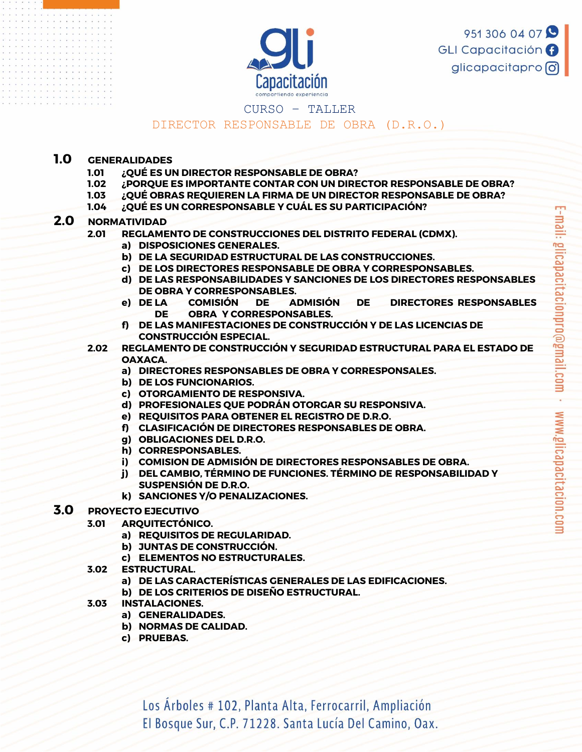951 306 04 07
GLI Capacitación
glicapacitapro

# CURSO – TALLER

## DIRECTOR RESPONSABLE DE OBRA (D.R.O.)

**1.0 GENERALIDADES**

- 1.01 ¿QUÉ ES UN DIRECTOR RESPONSABLE DE OBRA?
- 1.02 ¿PORQUE ES IMPORTANTE CONTAR CON UN DIRECTOR RESPONSABLE DE OBRA?
- 1.03 ¿QUÉ OBRAS REQUIEREN LA FIRMA DE UN DIRECTOR RESPONSABLE DE OBRA?
- 1.04 ¿QUÉ ES UN CORRESPONSABLE Y CUÁL ES SU PARTICIPACIÓN?

**2.0 NORMATIVIDAD**

- 2.01 REGLAMENTO DE CONSTRUCCIONES DEL DISTRITO FEDERAL (CDMX).
  - a) DISPOSICIONES GENERALES.
  - b) DE LA SEGURIDAD ESTRUCTURAL DE LAS CONSTRUCCIONES.
  - c) DE LOS DIRECTORES RESPONSABLE DE OBRA Y CORRESPONSABLES.
  - d) DE LAS RESPONSABILIDADES Y SANCIONES DE LOS DIRECTORES RESPONSABLES DE OBRA Y CORRESPONSABLES.
  - e) DE LA COMISIÓN DE ADMISIÓN DE DIRECTORES RESPONSABLES DE OBRA Y CORRESPONSABLES.
  - f) DE LAS MANIFESTACIONES DE CONSTRUCCIÓN Y DE LAS LICENCIAS DE CONSTRUCCIÓN ESPECIAL.
- 2.02 REGLAMENTO DE CONSTRUCCIÓN Y SEGURIDAD ESTRUCTURAL PARA EL ESTADO DE OAXACA.
  - a) DIRECTORES RESPONSABLES DE OBRA Y CORRESPONSALES.
  - b) DE LOS FUNCIONARIOS.
  - c) OTORGAMIENTO DE RESPONSIVA.
  - d) PROFESIONALES QUE PODRÁN OTORGAR SU RESPONSIVA.
  - e) REQUISITOS PARA OBTENER EL REGISTRO DE D.R.O.
  - f) CLASIFICACIÓN DE DIRECTORES RESPONSABLES DE OBRA.
  - g) OBLIGACIONES DEL D.R.O.
  - h) CORRESPONSABLES.
  - i) COMISION DE ADMISIÓN DE DIRECTORES RESPONSABLES DE OBRA.
  - j) DEL CAMBIO, TÉRMINO DE FUNCIONES. TÉRMINO DE RESPONSABILIDAD Y SUSPENSIÓN DE D.R.O.
  - k) SANCIONES Y/O PENALIZACIONES.

**3.0 PROYECTO EJECUTIVO**

- 3.01 ARQUITECTÓNICO.
  - a) REQUISITOS DE REGULARIDAD.
  - b) JUNTAS DE CONSTRUCCIÓN.
  - c) ELEMENTOS NO ESTRUCTURALES.
- 3.02 ESTRUCTURAL.
  - a) DE LAS CARACTERÍSTICAS GENERALES DE LAS EDIFICACIONES.
  - b) DE LOS CRITERIOS DE DISEÑO ESTRUCTURAL.
- 3.03 INSTALACIONES.
  - a) GENERALIDADES.
  - b) NORMAS DE CALIDAD.
  - c) PRUEBAS.

E-mail: glicapacitacionpro@gmail.com · www.glicapacitacion.com

Los Árboles # 102, Planta Alta, Ferrocarril, Ampliación El Bosque Sur, C.P. 71228. Santa Lucía Del Camino, Oax.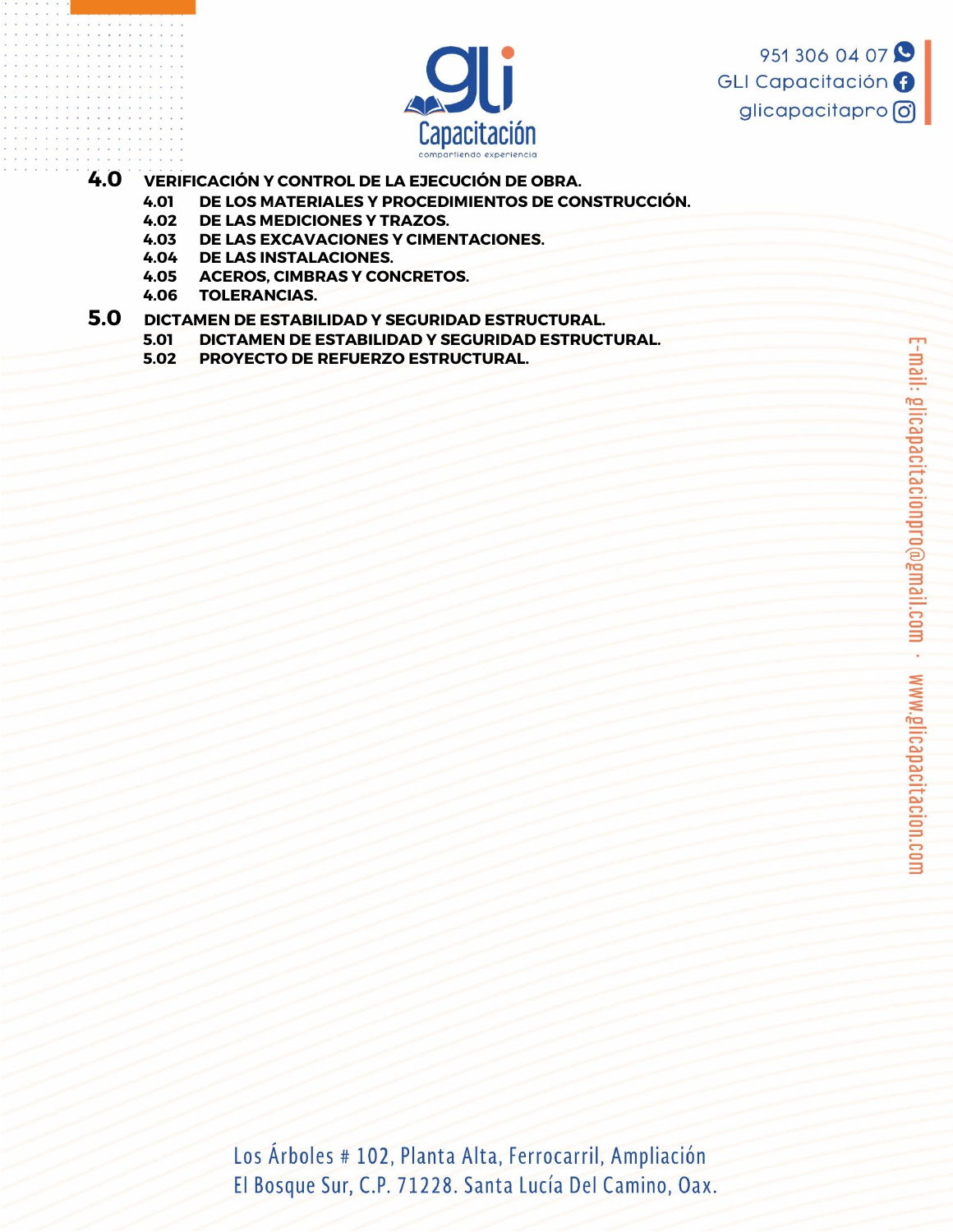**4.0 VERIFICACIÓN Y CONTROL DE LA EJECUCIÓN DE OBRA.**

- **4.01 DE LOS MATERIALES Y PROCEDIMIENTOS DE CONSTRUCCIÓN.**
- **4.02 DE LAS MEDICIONES Y TRAZOS.**
- **4.03 DE LAS EXCAVACIONES Y CIMENTACIONES.**
- **4.04 DE LAS INSTALACIONES.**
- **4.05 ACEROS, CIMBRAS Y CONCRETOS.**
- **4.06 TOLERANCIAS.**

**5.0 DICTAMEN DE ESTABILIDAD Y SEGURIDAD ESTRUCTURAL.**

- **5.01 DICTAMEN DE ESTABILIDAD Y SEGURIDAD ESTRUCTURAL.**
- **5.02 PROYECTO DE REFUERZO ESTRUCTURAL.**